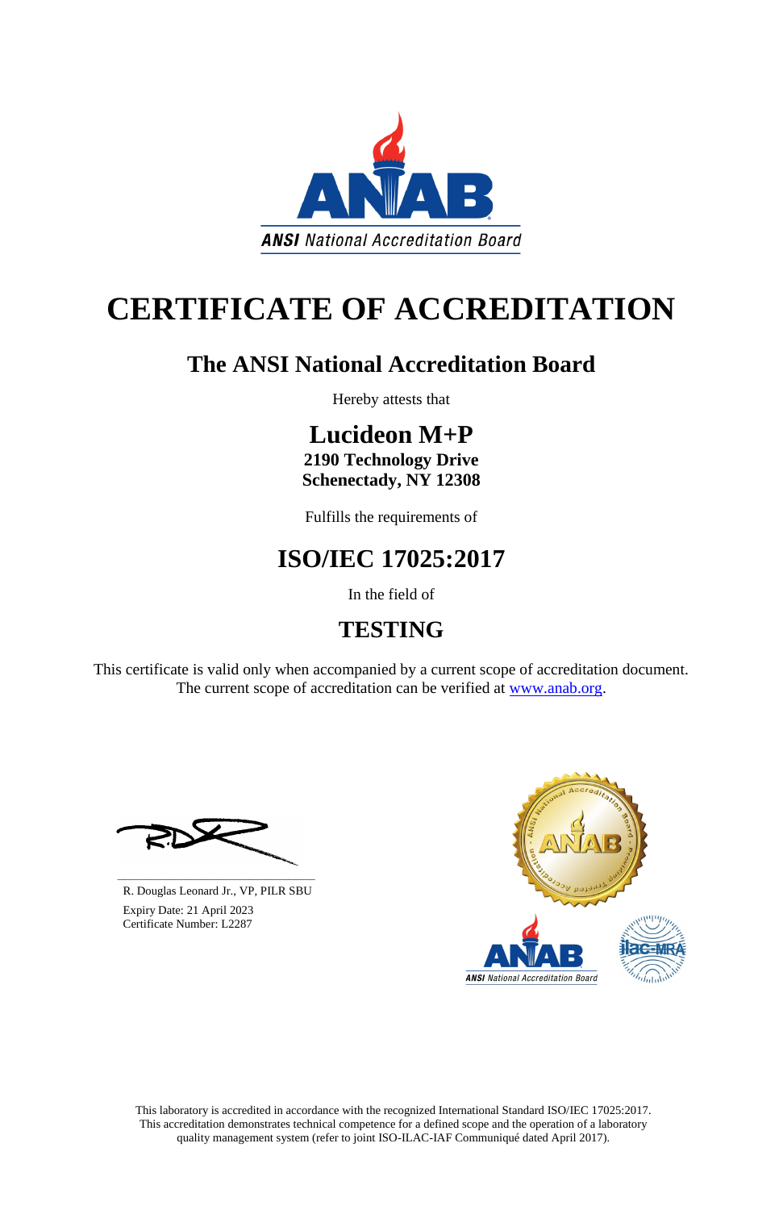ANSI National Accreditation Board

# CERTIFICATE OF ACCREDITATION

## The ANSI National Accreditation Board

Hereby attests that

## Lucideon M+P

**2190 Technology Drive**
**Schenectady, NY 12308**

Fulfills the requirements of

## ISO/IEC 17025:2017

In the field of

## TESTING

This certificate is valid only when accompanied by a current scope of accreditation document.
The current scope of accreditation can be verified at www.anab.org.

R. Douglas Leonard Jr., VP, PILR SBU
Expiry Date: 21 April 2023
Certificate Number: L2287

This laboratory is accredited in accordance with the recognized International Standard ISO/IEC 17025:2017.
This accreditation demonstrates technical competence for a defined scope and the operation of a laboratory quality management system (refer to joint ISO-ILAC-IAF Communiqué dated April 2017).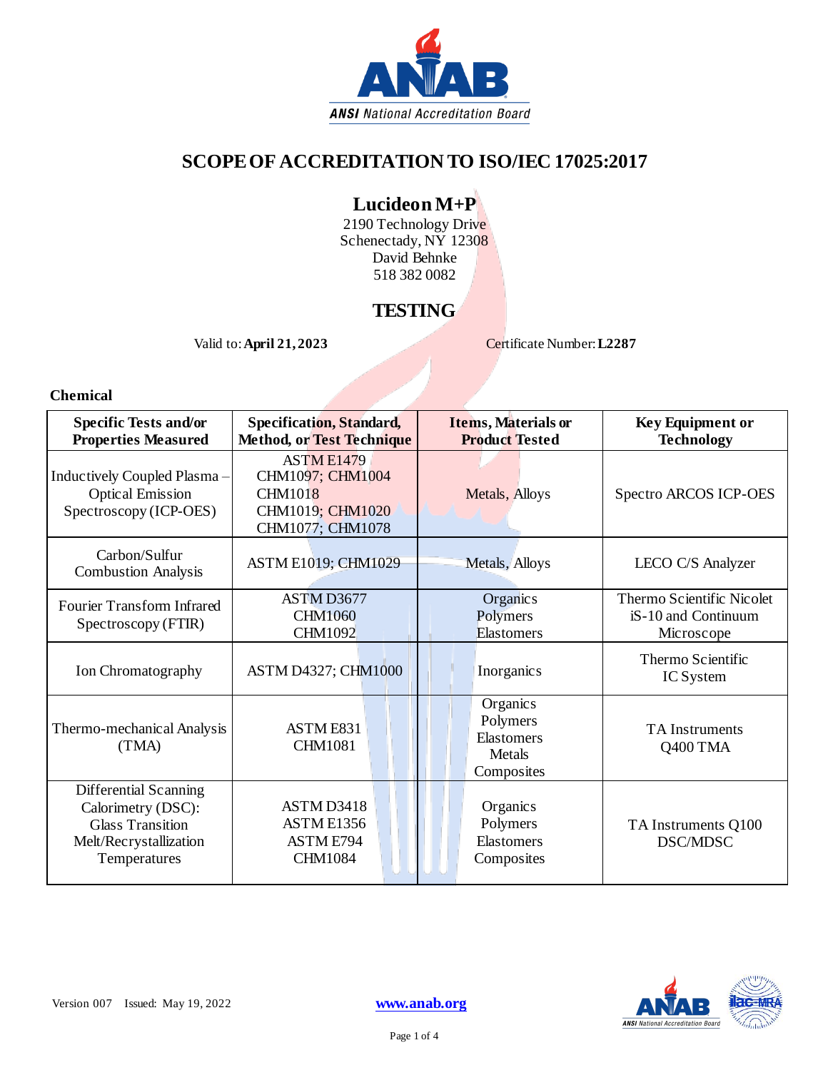# SCOPE OF ACCREDITATION TO ISO/IEC 17025:2017

## Lucideon M+P

2190 Technology Drive
Schenectady, NY 12308
David Behnke
518 382 0082

## TESTING

Valid to: **April 21, 2023** Certificate Number: **L2287**

### Chemical

| Specific Tests and/or Properties Measured | Specification, Standard, Method, or Test Technique | Items, Materials or Product Tested | Key Equipment or Technology |
|---|---|---|---|
| Inductively Coupled Plasma – Optical Emission Spectroscopy (ICP-OES) | ASTM E1479<br>CHM1097; CHM1004<br>CHM1018<br>CHM1019; CHM1020<br>CHM1077; CHM1078 | Metals, Alloys | Spectro ARCOS ICP-OES |
| Carbon/Sulfur Combustion Analysis | ASTM E1019; CHM1029 | Metals, Alloys | LECO C/S Analyzer |
| Fourier Transform Infrared Spectroscopy (FTIR) | ASTM D3677<br>CHM1060<br>CHM1092 | Organics<br>Polymers<br>Elastomers | Thermo Scientific Nicolet iS-10 and Continuum Microscope |
| Ion Chromatography | ASTM D4327; CHM1000 | Inorganics | Thermo Scientific IC System |
| Thermo-mechanical Analysis (TMA) | ASTM E831<br>CHM1081 | Organics<br>Polymers<br>Elastomers<br>Metals<br>Composites | TA Instruments Q400 TMA |
| Differential Scanning Calorimetry (DSC): Glass Transition Melt/Recrystallization Temperatures | ASTM D3418<br>ASTM E1356<br>ASTM E794<br>CHM1084 | Organics<br>Polymers<br>Elastomers<br>Composites | TA Instruments Q100 DSC/MDSC |

Version 007 Issued: May 19, 2022 www.anab.org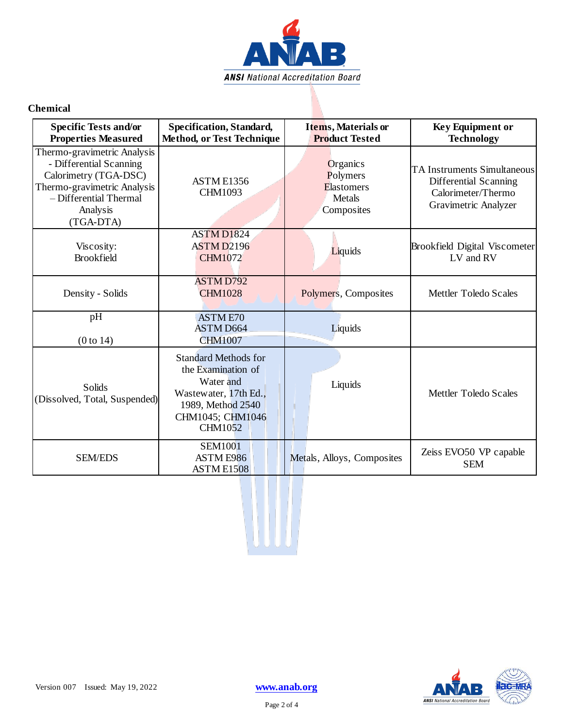**Chemical**

| Specific Tests and/or Properties Measured | Specification, Standard, Method, or Test Technique | Items, Materials or Product Tested | Key Equipment or Technology |
|---|---|---|---|
| Thermo-gravimetric Analysis - Differential Scanning Calorimetry (TGA-DSC) Thermo-gravimetric Analysis – Differential Thermal Analysis (TGA-DTA) | ASTM E1356 CHM1093 | Organics Polymers Elastomers Metals Composites | TA Instruments Simultaneous Differential Scanning Calorimeter/Thermo Gravimetric Analyzer |
| Viscosity: Brookfield | ASTM D1824 ASTM D2196 CHM1072 | Liquids | Brookfield Digital Viscometer LV and RV |
| Density - Solids | ASTM D792 CHM1028 | Polymers, Composites | Mettler Toledo Scales |
| pH (0 to 14) | ASTM E70 ASTM D664 CHM1007 | Liquids | |
| Solids (Dissolved, Total, Suspended) | Standard Methods for the Examination of Water and Wastewater, 17th Ed., 1989, Method 2540 CHM1045; CHM1046 CHM1052 | Liquids | Mettler Toledo Scales |
| SEM/EDS | SEM1001 ASTM E986 ASTM E1508 | Metals, Alloys, Composites | Zeiss EVO50 VP capable SEM |

Version 007 Issued: May 19, 2022

www.anab.org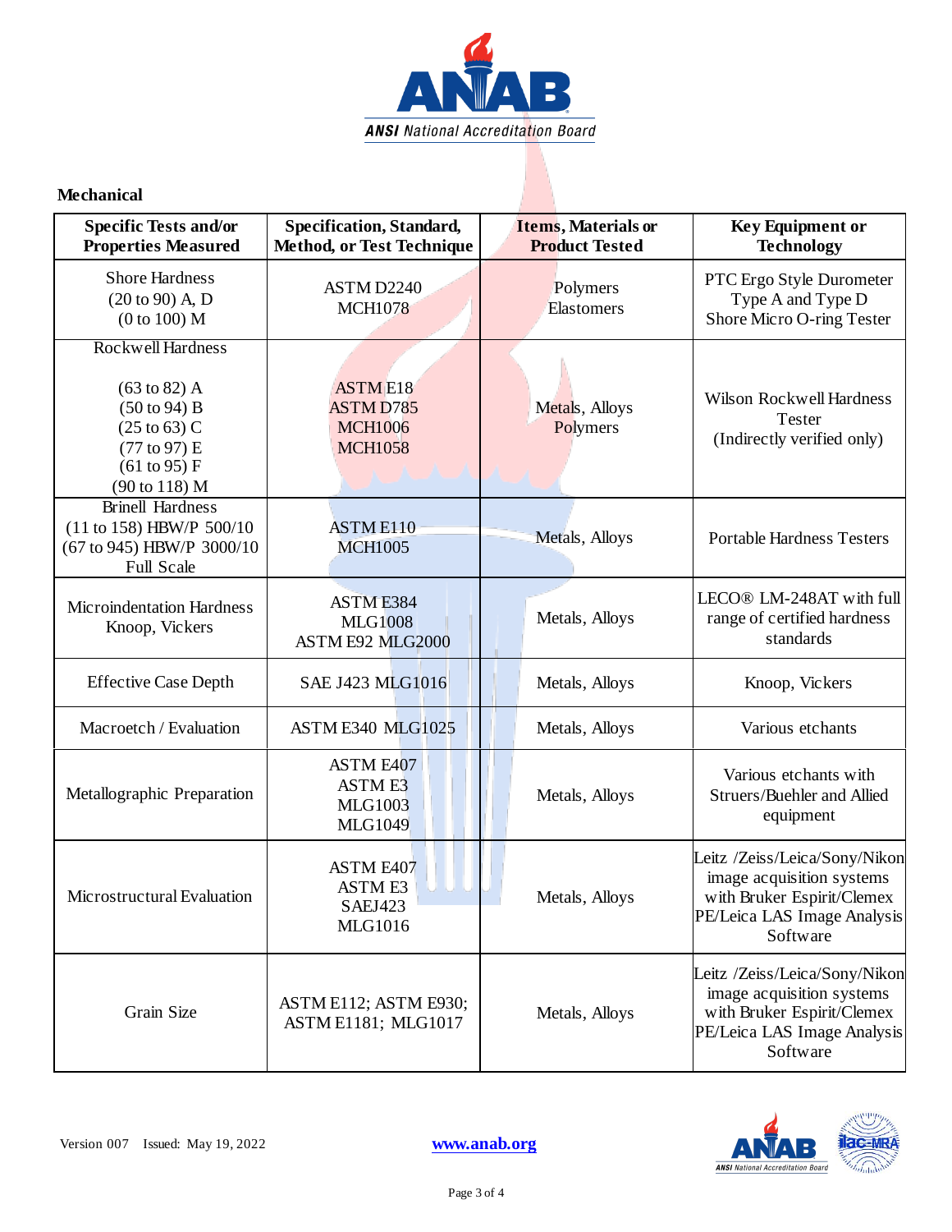**Mechanical**

| Specific Tests and/or Properties Measured | Specification, Standard, Method, or Test Technique | Items, Materials or Product Tested | Key Equipment or Technology |
|---|---|---|---|
| Shore Hardness<br>(20 to 90) A, D<br>(0 to 100) M | ASTM D2240<br>MCH1078 | Polymers<br>Elastomers | PTC Ergo Style Durometer Type A and Type D<br>Shore Micro O-ring Tester |
| Rockwell Hardness<br><br>(63 to 82) A<br>(50 to 94) B<br>(25 to 63) C<br>(77 to 97) E<br>(61 to 95) F<br>(90 to 118) M | ASTM E18<br>ASTM D785<br>MCH1006<br>MCH1058 | Metals, Alloys<br>Polymers | Wilson Rockwell Hardness Tester<br>(Indirectly verified only) |
| Brinell Hardness<br>(11 to 158) HBW/P 500/10<br>(67 to 945) HBW/P 3000/10<br>Full Scale | ASTM E110<br>MCH1005 | Metals, Alloys | Portable Hardness Testers |
| Microindentation Hardness Knoop, Vickers | ASTM E384<br>MLG1008<br>ASTM E92 MLG2000 | Metals, Alloys | LECO® LM-248AT with full range of certified hardness standards |
| Effective Case Depth | SAE J423 MLG1016 | Metals, Alloys | Knoop, Vickers |
| Macroetch / Evaluation | ASTM E340 MLG1025 | Metals, Alloys | Various etchants |
| Metallographic Preparation | ASTM E407<br>ASTM E3<br>MLG1003<br>MLG1049 | Metals, Alloys | Various etchants with Struers/Buehler and Allied equipment |
| Microstructural Evaluation | ASTM E407<br>ASTM E3<br>SAEJ423<br>MLG1016 | Metals, Alloys | Leitz /Zeiss/Leica/Sony/Nikon image acquisition systems with Bruker Espirit/Clemex PE/Leica LAS Image Analysis Software |
| Grain Size | ASTM E112; ASTM E930; ASTM E1181; MLG1017 | Metals, Alloys | Leitz /Zeiss/Leica/Sony/Nikon image acquisition systems with Bruker Espirit/Clemex PE/Leica LAS Image Analysis Software |

Version 007 Issued: May 19, 2022 www.anab.org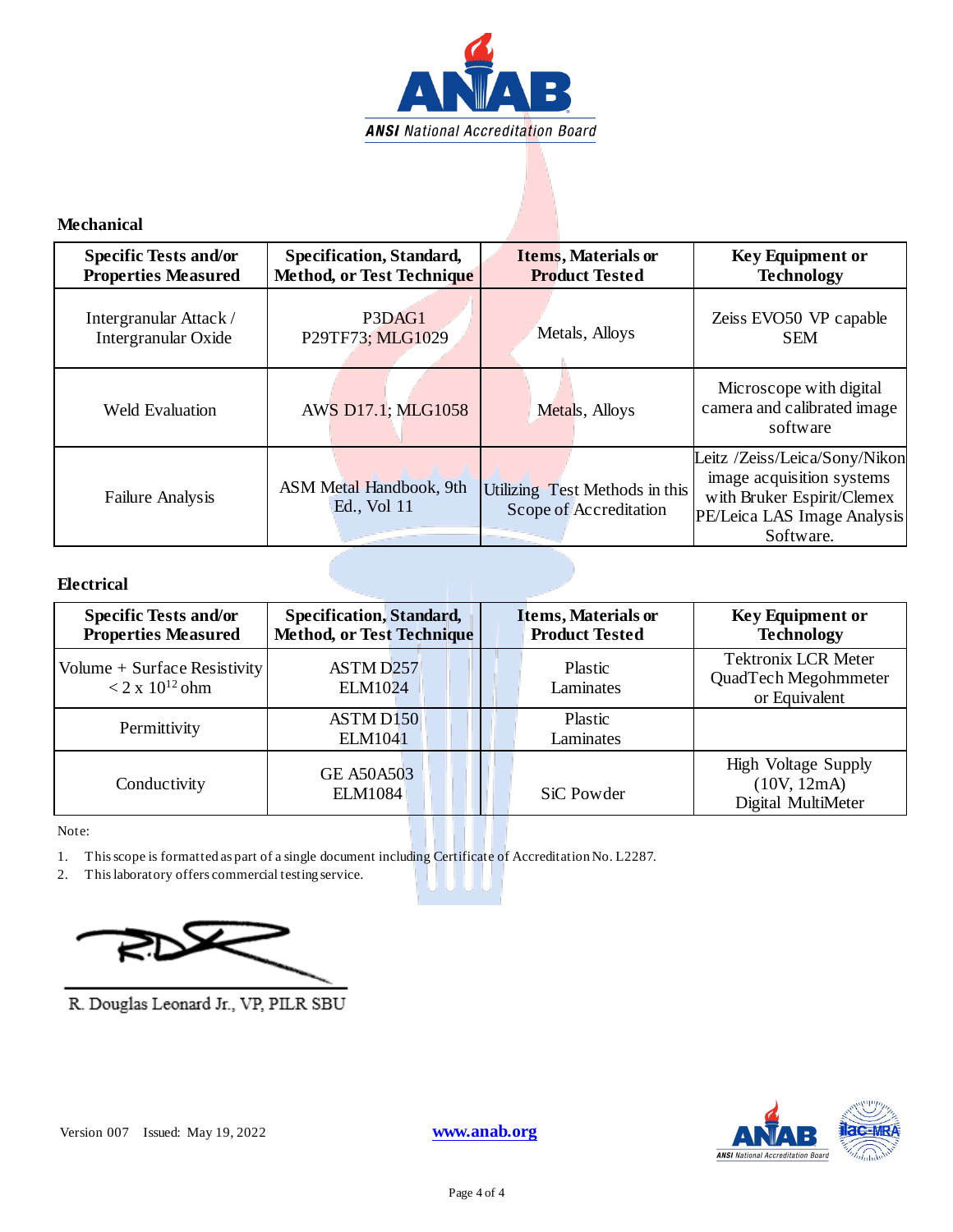## Mechanical

| Specific Tests and/or Properties Measured | Specification, Standard, Method, or Test Technique | Items, Materials or Product Tested | Key Equipment or Technology |
|---|---|---|---|
| Intergranular Attack / Intergranular Oxide | P3DAG1 P29TF73; MLG1029 | Metals, Alloys | Zeiss EVO50 VP capable SEM |
| Weld Evaluation | AWS D17.1; MLG1058 | Metals, Alloys | Microscope with digital camera and calibrated image software |
| Failure Analysis | ASM Metal Handbook, 9th Ed., Vol 11 | Utilizing Test Methods in this Scope of Accreditation | Leitz /Zeiss/Leica/Sony/Nikon image acquisition systems with Bruker Espirit/Clemex PE/Leica LAS Image Analysis Software. |

## Electrical

| Specific Tests and/or Properties Measured | Specification, Standard, Method, or Test Technique | Items, Materials or Product Tested | Key Equipment or Technology |
|---|---|---|---|
| Volume + Surface Resistivity $< 2 \times 10^{12}$ ohm | ASTM D257 ELM1024 | Plastic Laminates | Tektronix LCR Meter QuadTech Megohmmeter or Equivalent |
| Permittivity | ASTM D150 ELM1041 | Plastic Laminates | |
| Conductivity | GE A50A503 ELM1084 | SiC Powder | High Voltage Supply (10V, 12mA) Digital MultiMeter |

Note:

1. This scope is formatted as part of a single document including Certificate of Accreditation No. L2287.
2. This laboratory offers commercial testing service.

R. Douglas Leonard Jr., VP, PILR SBU

Version 007 Issued: May 19, 2022

www.anab.org